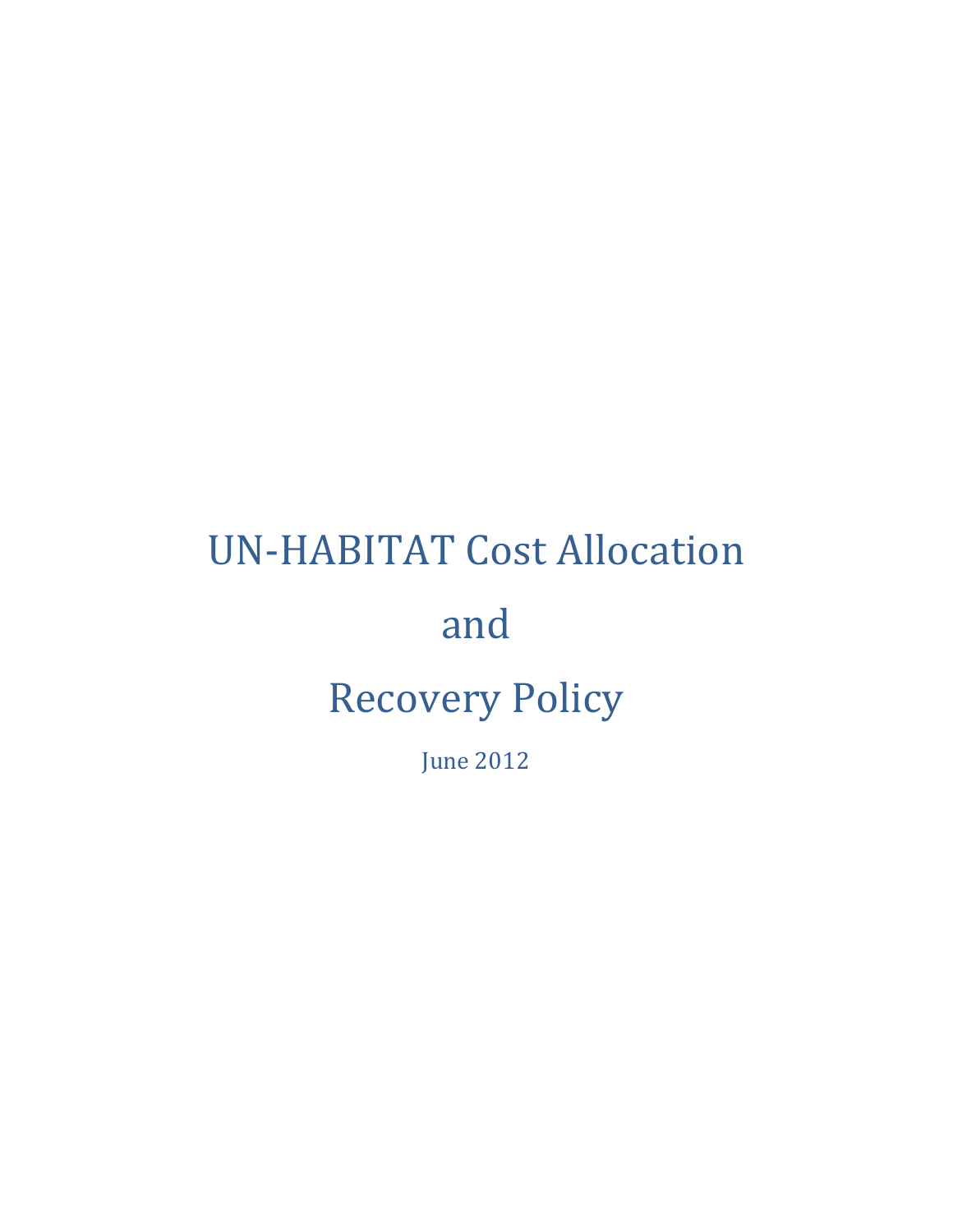# UN-HABITAT Cost Allocation and Recovery Policy

June 2012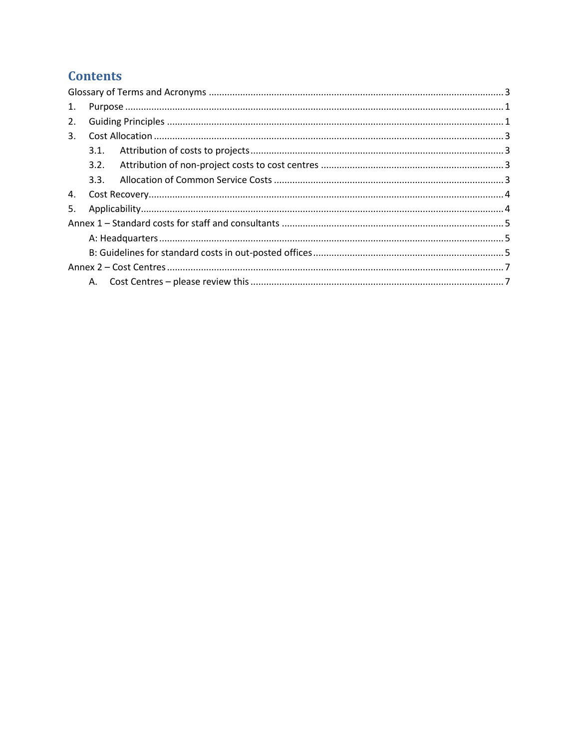# Contents

Glossary of Terms and Acronyms ........ 3

1. Purpose ........ 1
2. Guiding Principles ........ 1
3. Cost Allocation ........ 3
   - 3.1. Attribution of costs to projects ........ 3
   - 3.2. Attribution of non-project costs to cost centres ........ 3
   - 3.3. Allocation of Common Service Costs ........ 3
4. Cost Recovery ........ 4
5. Applicability ........ 4

Annex 1 – Standard costs for staff and consultants ........ 5

- A: Headquarters ........ 5
- B: Guidelines for standard costs in out-posted offices ........ 5

Annex 2 – Cost Centres ........ 7

- A. Cost Centres – please review this ........ 7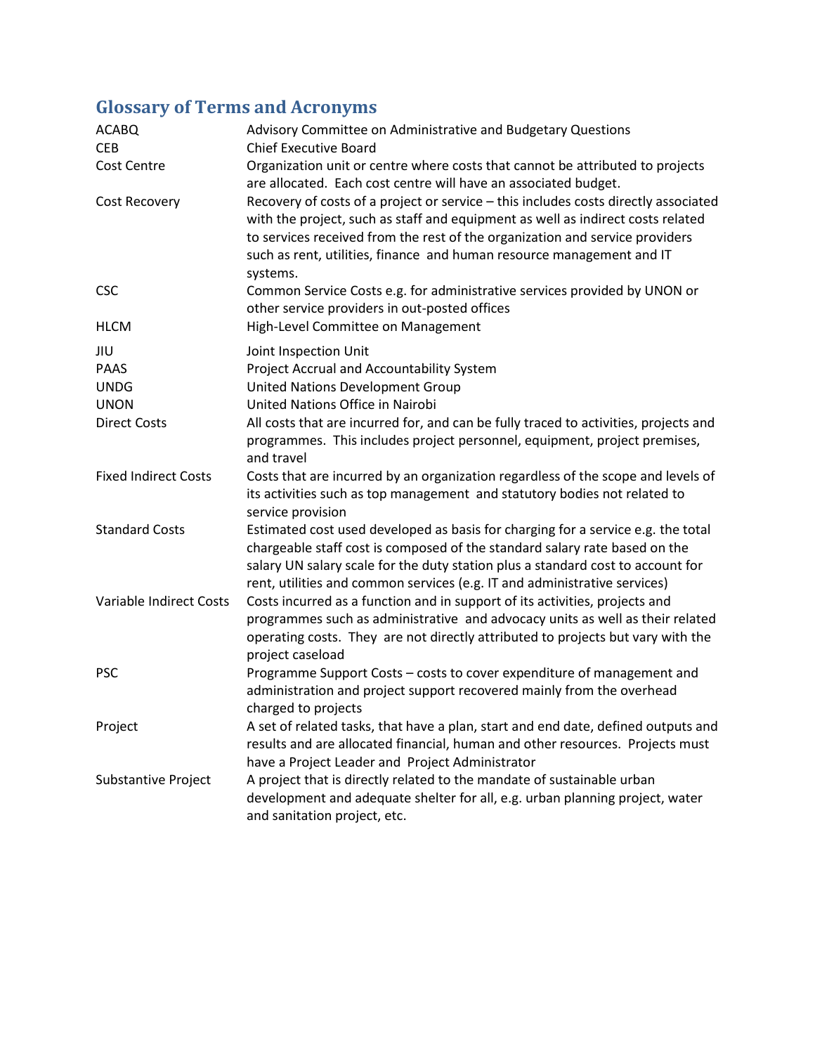## Glossary of Terms and Acronyms

| | |
|---|---|
| ACABQ | Advisory Committee on Administrative and Budgetary Questions |
| CEB | Chief Executive Board |
| Cost Centre | Organization unit or centre where costs that cannot be attributed to projects are allocated. Each cost centre will have an associated budget. |
| Cost Recovery | Recovery of costs of a project or service – this includes costs directly associated with the project, such as staff and equipment as well as indirect costs related to services received from the rest of the organization and service providers such as rent, utilities, finance and human resource management and IT systems. |
| CSC | Common Service Costs e.g. for administrative services provided by UNON or other service providers in out-posted offices |
| HLCM | High-Level Committee on Management |
| JIU | Joint Inspection Unit |
| PAAS | Project Accrual and Accountability System |
| UNDG | United Nations Development Group |
| UNON | United Nations Office in Nairobi |
| Direct Costs | All costs that are incurred for, and can be fully traced to activities, projects and programmes. This includes project personnel, equipment, project premises, and travel |
| Fixed Indirect Costs | Costs that are incurred by an organization regardless of the scope and levels of its activities such as top management and statutory bodies not related to service provision |
| Standard Costs | Estimated cost used developed as basis for charging for a service e.g. the total chargeable staff cost is composed of the standard salary rate based on the salary UN salary scale for the duty station plus a standard cost to account for rent, utilities and common services (e.g. IT and administrative services) |
| Variable Indirect Costs | Costs incurred as a function and in support of its activities, projects and programmes such as administrative and advocacy units as well as their related operating costs. They are not directly attributed to projects but vary with the project caseload |
| PSC | Programme Support Costs – costs to cover expenditure of management and administration and project support recovered mainly from the overhead charged to projects |
| Project | A set of related tasks, that have a plan, start and end date, defined outputs and results and are allocated financial, human and other resources. Projects must have a Project Leader and Project Administrator |
| Substantive Project | A project that is directly related to the mandate of sustainable urban development and adequate shelter for all, e.g. urban planning project, water and sanitation project, etc. |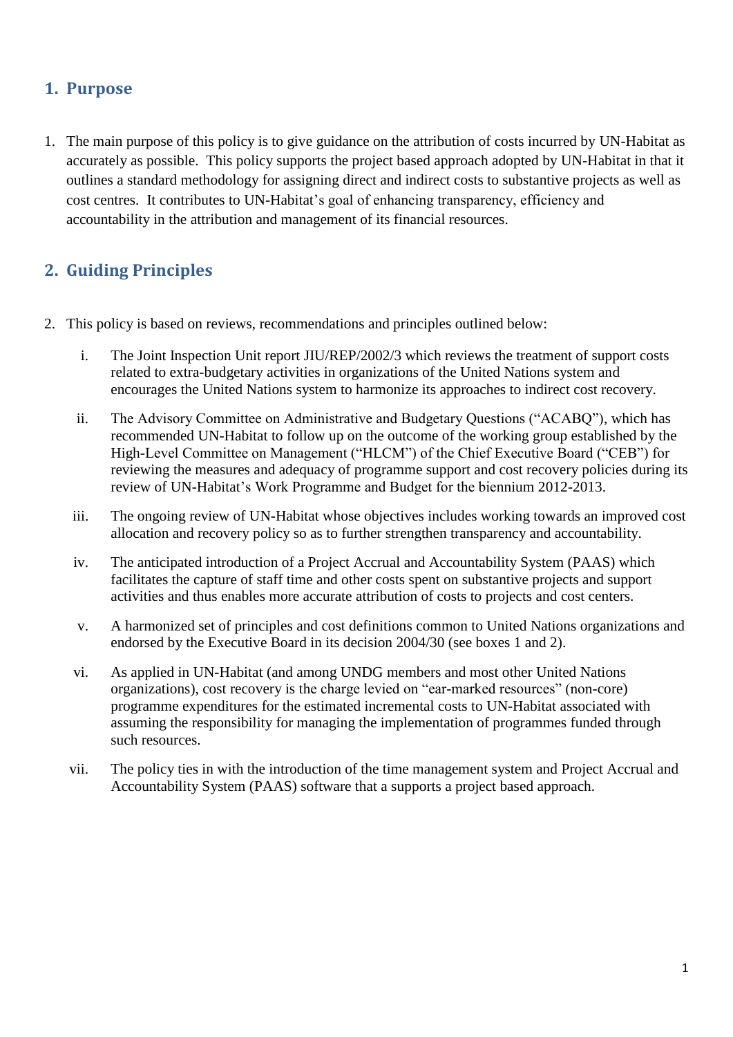## 1. Purpose

1. The main purpose of this policy is to give guidance on the attribution of costs incurred by UN-Habitat as accurately as possible. This policy supports the project based approach adopted by UN-Habitat in that it outlines a standard methodology for assigning direct and indirect costs to substantive projects as well as cost centres. It contributes to UN-Habitat's goal of enhancing transparency, efficiency and accountability in the attribution and management of its financial resources.

## 2. Guiding Principles

2. This policy is based on reviews, recommendations and principles outlined below:

   i. The Joint Inspection Unit report JIU/REP/2002/3 which reviews the treatment of support costs related to extra-budgetary activities in organizations of the United Nations system and encourages the United Nations system to harmonize its approaches to indirect cost recovery.

   ii. The Advisory Committee on Administrative and Budgetary Questions ("ACABQ"), which has recommended UN-Habitat to follow up on the outcome of the working group established by the High-Level Committee on Management ("HLCM") of the Chief Executive Board ("CEB") for reviewing the measures and adequacy of programme support and cost recovery policies during its review of UN-Habitat's Work Programme and Budget for the biennium 2012-2013.

   iii. The ongoing review of UN-Habitat whose objectives includes working towards an improved cost allocation and recovery policy so as to further strengthen transparency and accountability.

   iv. The anticipated introduction of a Project Accrual and Accountability System (PAAS) which facilitates the capture of staff time and other costs spent on substantive projects and support activities and thus enables more accurate attribution of costs to projects and cost centers.

   v. A harmonized set of principles and cost definitions common to United Nations organizations and endorsed by the Executive Board in its decision 2004/30 (see boxes 1 and 2).

   vi. As applied in UN-Habitat (and among UNDG members and most other United Nations organizations), cost recovery is the charge levied on "ear-marked resources" (non-core) programme expenditures for the estimated incremental costs to UN-Habitat associated with assuming the responsibility for managing the implementation of programmes funded through such resources.

   vii. The policy ties in with the introduction of the time management system and Project Accrual and Accountability System (PAAS) software that a supports a project based approach.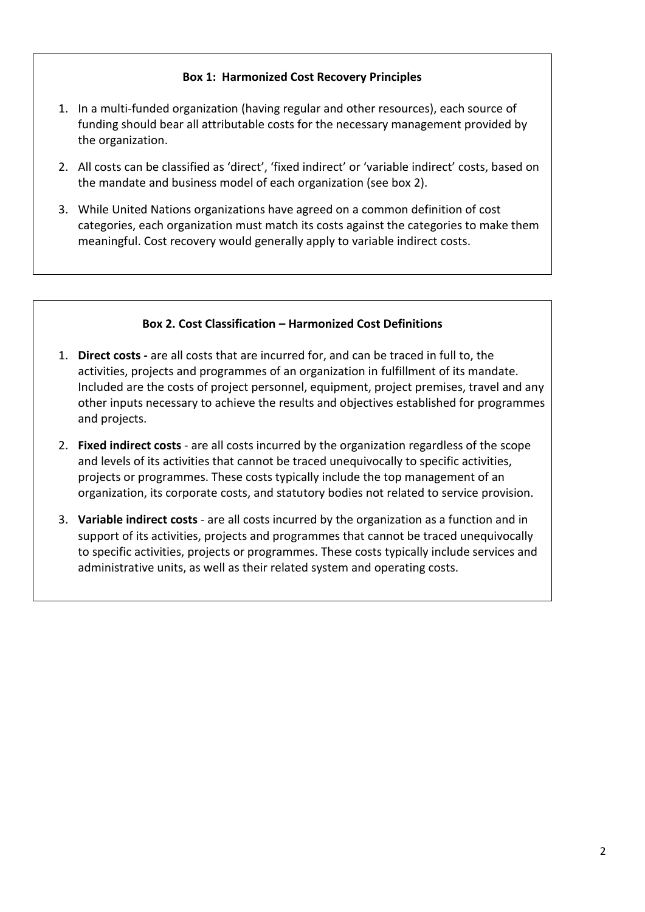**Box 1: Harmonized Cost Recovery Principles**

1. In a multi-funded organization (having regular and other resources), each source of funding should bear all attributable costs for the necessary management provided by the organization.
2. All costs can be classified as 'direct', 'fixed indirect' or 'variable indirect' costs, based on the mandate and business model of each organization (see box 2).
3. While United Nations organizations have agreed on a common definition of cost categories, each organization must match its costs against the categories to make them meaningful. Cost recovery would generally apply to variable indirect costs.

**Box 2. Cost Classification – Harmonized Cost Definitions**

1. **Direct costs -** are all costs that are incurred for, and can be traced in full to, the activities, projects and programmes of an organization in fulfillment of its mandate. Included are the costs of project personnel, equipment, project premises, travel and any other inputs necessary to achieve the results and objectives established for programmes and projects.
2. **Fixed indirect costs** - are all costs incurred by the organization regardless of the scope and levels of its activities that cannot be traced unequivocally to specific activities, projects or programmes. These costs typically include the top management of an organization, its corporate costs, and statutory bodies not related to service provision.
3. **Variable indirect costs** - are all costs incurred by the organization as a function and in support of its activities, projects and programmes that cannot be traced unequivocally to specific activities, projects or programmes. These costs typically include services and administrative units, as well as their related system and operating costs.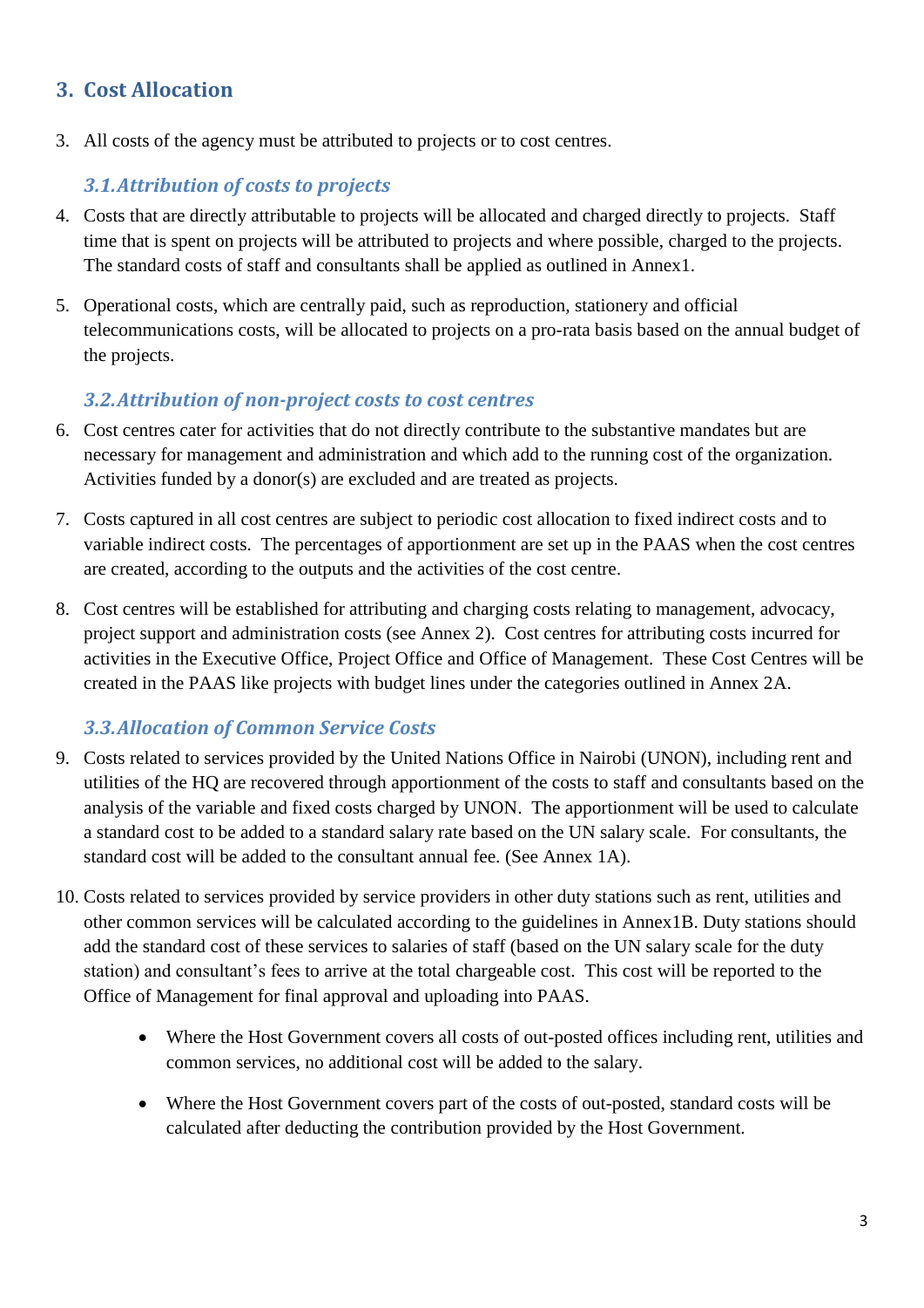## 3. Cost Allocation

3. All costs of the agency must be attributed to projects or to cost centres.

### *3.1. Attribution of costs to projects*

4. Costs that are directly attributable to projects will be allocated and charged directly to projects. Staff time that is spent on projects will be attributed to projects and where possible, charged to the projects. The standard costs of staff and consultants shall be applied as outlined in Annex1.

5. Operational costs, which are centrally paid, such as reproduction, stationery and official telecommunications costs, will be allocated to projects on a pro-rata basis based on the annual budget of the projects.

### *3.2. Attribution of non-project costs to cost centres*

6. Cost centres cater for activities that do not directly contribute to the substantive mandates but are necessary for management and administration and which add to the running cost of the organization. Activities funded by a donor(s) are excluded and are treated as projects.

7. Costs captured in all cost centres are subject to periodic cost allocation to fixed indirect costs and to variable indirect costs. The percentages of apportionment are set up in the PAAS when the cost centres are created, according to the outputs and the activities of the cost centre.

8. Cost centres will be established for attributing and charging costs relating to management, advocacy, project support and administration costs (see Annex 2). Cost centres for attributing costs incurred for activities in the Executive Office, Project Office and Office of Management. These Cost Centres will be created in the PAAS like projects with budget lines under the categories outlined in Annex 2A.

### *3.3. Allocation of Common Service Costs*

9. Costs related to services provided by the United Nations Office in Nairobi (UNON), including rent and utilities of the HQ are recovered through apportionment of the costs to staff and consultants based on the analysis of the variable and fixed costs charged by UNON. The apportionment will be used to calculate a standard cost to be added to a standard salary rate based on the UN salary scale. For consultants, the standard cost will be added to the consultant annual fee. (See Annex 1A).

10. Costs related to services provided by service providers in other duty stations such as rent, utilities and other common services will be calculated according to the guidelines in Annex1B. Duty stations should add the standard cost of these services to salaries of staff (based on the UN salary scale for the duty station) and consultant's fees to arrive at the total chargeable cost. This cost will be reported to the Office of Management for final approval and uploading into PAAS.

    - Where the Host Government covers all costs of out-posted offices including rent, utilities and common services, no additional cost will be added to the salary.

    - Where the Host Government covers part of the costs of out-posted, standard costs will be calculated after deducting the contribution provided by the Host Government.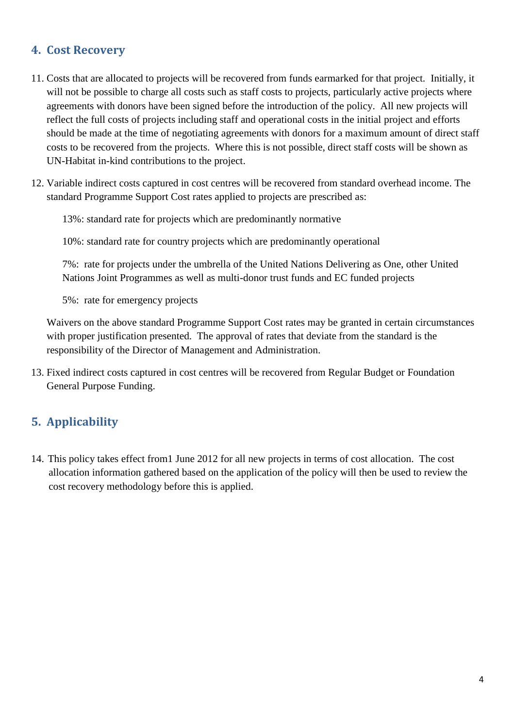## 4. Cost Recovery

11. Costs that are allocated to projects will be recovered from funds earmarked for that project. Initially, it will not be possible to charge all costs such as staff costs to projects, particularly active projects where agreements with donors have been signed before the introduction of the policy. All new projects will reflect the full costs of projects including staff and operational costs in the initial project and efforts should be made at the time of negotiating agreements with donors for a maximum amount of direct staff costs to be recovered from the projects. Where this is not possible, direct staff costs will be shown as UN-Habitat in-kind contributions to the project.

12. Variable indirect costs captured in cost centres will be recovered from standard overhead income. The standard Programme Support Cost rates applied to projects are prescribed as:

    13%: standard rate for projects which are predominantly normative

    10%: standard rate for country projects which are predominantly operational

    7%: rate for projects under the umbrella of the United Nations Delivering as One, other United Nations Joint Programmes as well as multi-donor trust funds and EC funded projects

    5%: rate for emergency projects

    Waivers on the above standard Programme Support Cost rates may be granted in certain circumstances with proper justification presented. The approval of rates that deviate from the standard is the responsibility of the Director of Management and Administration.

13. Fixed indirect costs captured in cost centres will be recovered from Regular Budget or Foundation General Purpose Funding.

## 5. Applicability

14. This policy takes effect from1 June 2012 for all new projects in terms of cost allocation. The cost allocation information gathered based on the application of the policy will then be used to review the cost recovery methodology before this is applied.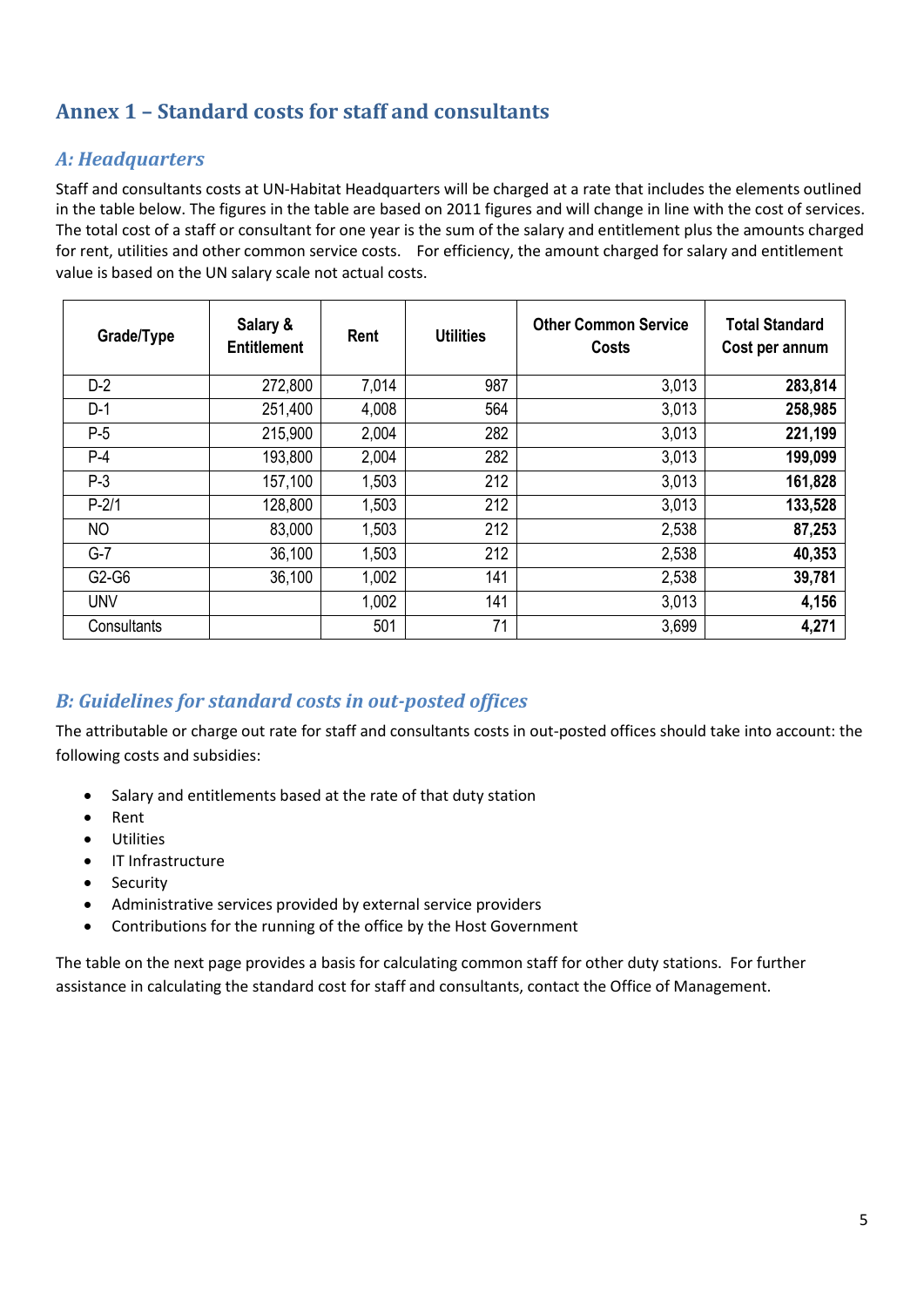## Annex 1 – Standard costs for staff and consultants

### *A: Headquarters*

Staff and consultants costs at UN-Habitat Headquarters will be charged at a rate that includes the elements outlined in the table below. The figures in the table are based on 2011 figures and will change in line with the cost of services. The total cost of a staff or consultant for one year is the sum of the salary and entitlement plus the amounts charged for rent, utilities and other common service costs. For efficiency, the amount charged for salary and entitlement value is based on the UN salary scale not actual costs.

| Grade/Type | Salary & Entitlement | Rent | Utilities | Other Common Service Costs | Total Standard Cost per annum |
|---|---|---|---|---|---|
| D-2 | 272,800 | 7,014 | 987 | 3,013 | **283,814** |
| D-1 | 251,400 | 4,008 | 564 | 3,013 | **258,985** |
| P-5 | 215,900 | 2,004 | 282 | 3,013 | **221,199** |
| P-4 | 193,800 | 2,004 | 282 | 3,013 | **199,099** |
| P-3 | 157,100 | 1,503 | 212 | 3,013 | **161,828** |
| P-2/1 | 128,800 | 1,503 | 212 | 3,013 | **133,528** |
| NO | 83,000 | 1,503 | 212 | 2,538 | **87,253** |
| G-7 | 36,100 | 1,503 | 212 | 2,538 | **40,353** |
| G2-G6 | 36,100 | 1,002 | 141 | 2,538 | **39,781** |
| UNV | | 1,002 | 141 | 3,013 | **4,156** |
| Consultants | | 501 | 71 | 3,699 | **4,271** |

### *B: Guidelines for standard costs in out-posted offices*

The attributable or charge out rate for staff and consultants costs in out-posted offices should take into account: the following costs and subsidies:

- Salary and entitlements based at the rate of that duty station
- Rent
- Utilities
- IT Infrastructure
- Security
- Administrative services provided by external service providers
- Contributions for the running of the office by the Host Government

The table on the next page provides a basis for calculating common staff for other duty stations. For further assistance in calculating the standard cost for staff and consultants, contact the Office of Management.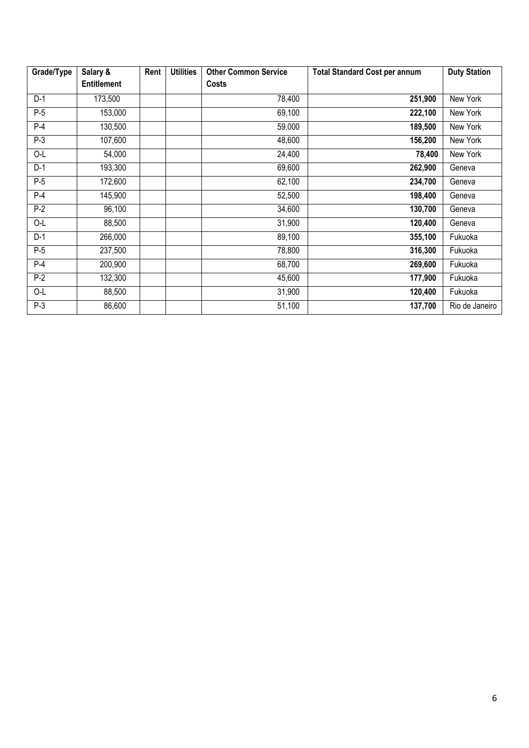| Grade/Type | Salary & Entitlement | Rent | Utilities | Other Common Service Costs | Total Standard Cost per annum | Duty Station |
|---|---|---|---|---|---|---|
| D-1 | 173,500 | | | 78,400 | **251,900** | New York |
| P-5 | 153,000 | | | 69,100 | **222,100** | New York |
| P-4 | 130,500 | | | 59,000 | **189,500** | New York |
| P-3 | 107,600 | | | 48,600 | **156,200** | New York |
| O-L | 54,000 | | | 24,400 | **78,400** | New York |
| D-1 | 193,300 | | | 69,600 | **262,900** | Geneva |
| P-5 | 172,600 | | | 62,100 | **234,700** | Geneva |
| P-4 | 145,900 | | | 52,500 | **198,400** | Geneva |
| P-2 | 96,100 | | | 34,600 | **130,700** | Geneva |
| O-L | 88,500 | | | 31,900 | **120,400** | Geneva |
| D-1 | 266,000 | | | 89,100 | **355,100** | Fukuoka |
| P-5 | 237,500 | | | 78,800 | **316,300** | Fukuoka |
| P-4 | 200,900 | | | 68,700 | **269,600** | Fukuoka |
| P-2 | 132,300 | | | 45,600 | **177,900** | Fukuoka |
| O-L | 88,500 | | | 31,900 | **120,400** | Fukuoka |
| P-3 | 86,600 | | | 51,100 | **137,700** | Rio de Janeiro |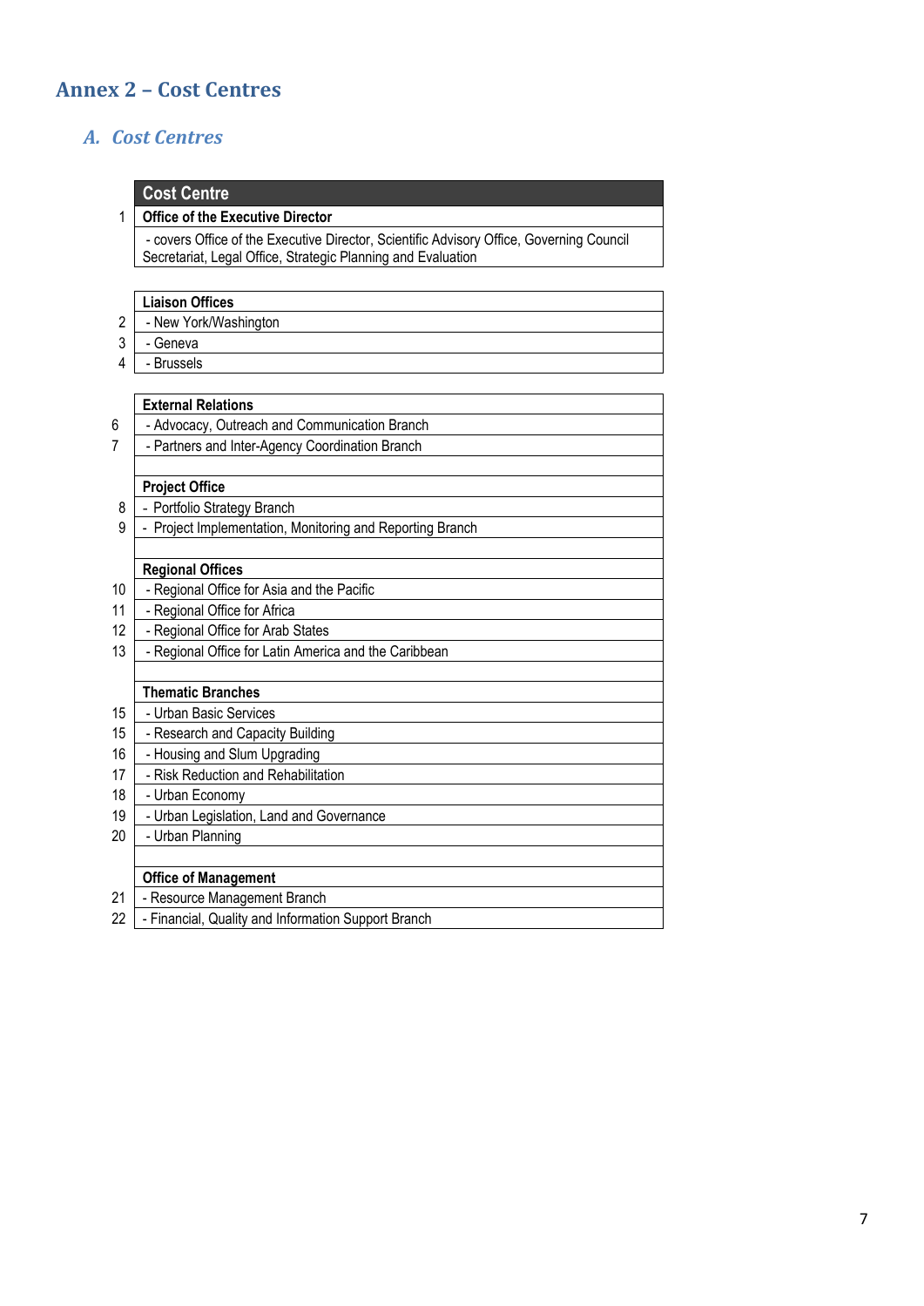## Annex 2 – Cost Centres

### A. Cost Centres

| | Cost Centre |
|---|---|
| 1 | **Office of the Executive Director** |
| | - covers Office of the Executive Director, Scientific Advisory Office, Governing Council Secretariat, Legal Office, Strategic Planning and Evaluation |
| | |
| | **Liaison Offices** |
| 2 | - New York/Washington |
| 3 | - Geneva |
| 4 | - Brussels |
| | |
| | **External Relations** |
| 6 | - Advocacy, Outreach and Communication Branch |
| 7 | - Partners and Inter-Agency Coordination Branch |
| | |
| | **Project Office** |
| 8 | - Portfolio Strategy Branch |
| 9 | - Project Implementation, Monitoring and Reporting Branch |
| | |
| | **Regional Offices** |
| 10 | - Regional Office for Asia and the Pacific |
| 11 | - Regional Office for Africa |
| 12 | - Regional Office for Arab States |
| 13 | - Regional Office for Latin America and the Caribbean |
| | |
| | **Thematic Branches** |
| 15 | - Urban Basic Services |
| 15 | - Research and Capacity Building |
| 16 | - Housing and Slum Upgrading |
| 17 | - Risk Reduction and Rehabilitation |
| 18 | - Urban Economy |
| 19 | - Urban Legislation, Land and Governance |
| 20 | - Urban Planning |
| | |
| | **Office of Management** |
| 21 | - Resource Management Branch |
| 22 | - Financial, Quality and Information Support Branch |